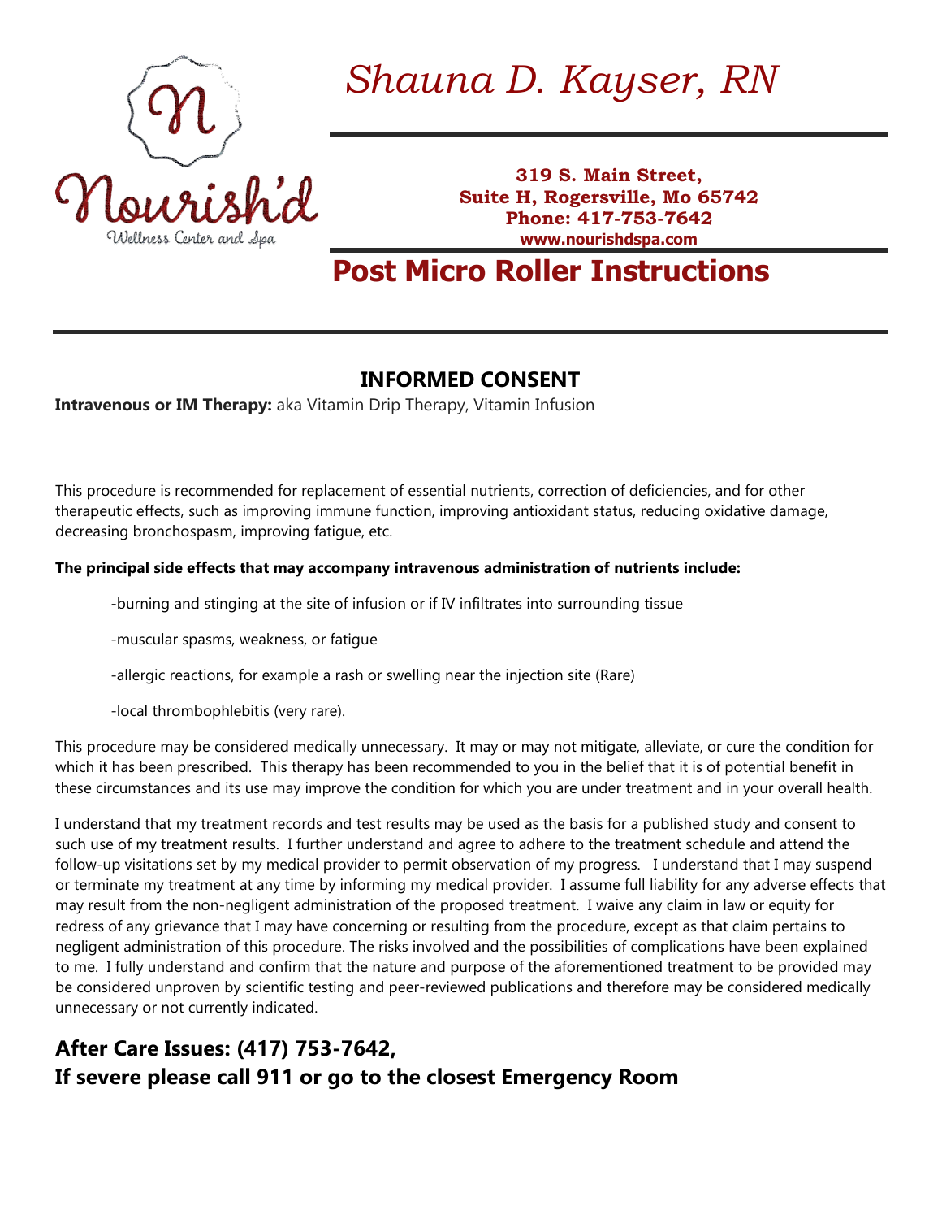Nourish'd

Wellness Center and Spa

*Shauna D. Kayser, RN*

**319 S. Main Street,**
**Suite H, Rogersville, Mo 65742**
**Phone: 417-753-7642**
**www.nourishdspa.com**

# Post Micro Roller Instructions

## INFORMED CONSENT

**Intravenous or IM Therapy:** aka Vitamin Drip Therapy, Vitamin Infusion

This procedure is recommended for replacement of essential nutrients, correction of deficiencies, and for other therapeutic effects, such as improving immune function, improving antioxidant status, reducing oxidative damage, decreasing bronchospasm, improving fatigue, etc.

**The principal side effects that may accompany intravenous administration of nutrients include:**

-burning and stinging at the site of infusion or if IV infiltrates into surrounding tissue

-muscular spasms, weakness, or fatigue

-allergic reactions, for example a rash or swelling near the injection site (Rare)

-local thrombophlebitis (very rare).

This procedure may be considered medically unnecessary. It may or may not mitigate, alleviate, or cure the condition for which it has been prescribed. This therapy has been recommended to you in the belief that it is of potential benefit in these circumstances and its use may improve the condition for which you are under treatment and in your overall health.

I understand that my treatment records and test results may be used as the basis for a published study and consent to such use of my treatment results. I further understand and agree to adhere to the treatment schedule and attend the follow-up visitations set by my medical provider to permit observation of my progress. I understand that I may suspend or terminate my treatment at any time by informing my medical provider. I assume full liability for any adverse effects that may result from the non-negligent administration of the proposed treatment. I waive any claim in law or equity for redress of any grievance that I may have concerning or resulting from the procedure, except as that claim pertains to negligent administration of this procedure. The risks involved and the possibilities of complications have been explained to me. I fully understand and confirm that the nature and purpose of the aforementioned treatment to be provided may be considered unproven by scientific testing and peer-reviewed publications and therefore may be considered medically unnecessary or not currently indicated.

## After Care Issues: (417) 753-7642,
## If severe please call 911 or go to the closest Emergency Room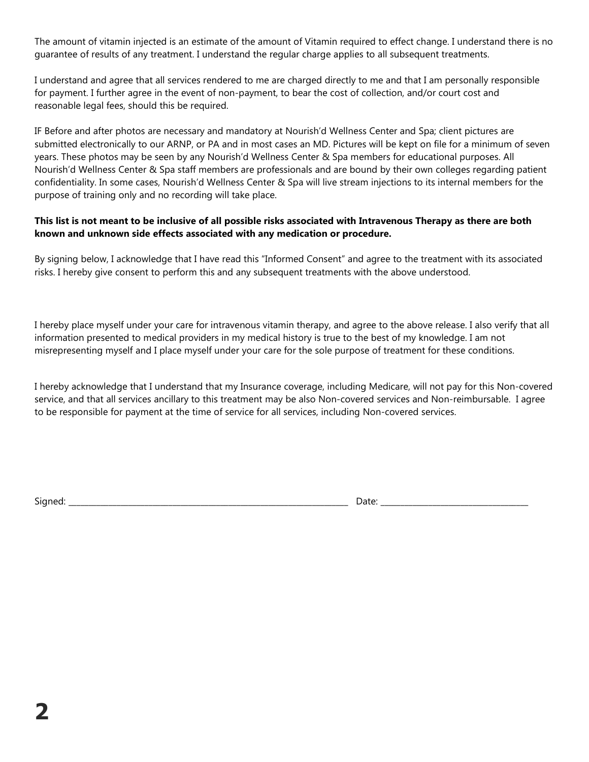The amount of vitamin injected is an estimate of the amount of Vitamin required to effect change. I understand there is no guarantee of results of any treatment. I understand the regular charge applies to all subsequent treatments.

I understand and agree that all services rendered to me are charged directly to me and that I am personally responsible for payment. I further agree in the event of non-payment, to bear the cost of collection, and/or court cost and reasonable legal fees, should this be required.

IF Before and after photos are necessary and mandatory at Nourish'd Wellness Center and Spa; client pictures are submitted electronically to our ARNP, or PA and in most cases an MD. Pictures will be kept on file for a minimum of seven years. These photos may be seen by any Nourish'd Wellness Center & Spa members for educational purposes. All Nourish'd Wellness Center & Spa staff members are professionals and are bound by their own colleges regarding patient confidentiality. In some cases, Nourish'd Wellness Center & Spa will live stream injections to its internal members for the purpose of training only and no recording will take place.

**This list is not meant to be inclusive of all possible risks associated with Intravenous Therapy as there are both known and unknown side effects associated with any medication or procedure.**

By signing below, I acknowledge that I have read this "Informed Consent" and agree to the treatment with its associated risks. I hereby give consent to perform this and any subsequent treatments with the above understood.

I hereby place myself under your care for intravenous vitamin therapy, and agree to the above release. I also verify that all information presented to medical providers in my medical history is true to the best of my knowledge. I am not misrepresenting myself and I place myself under your care for the sole purpose of treatment for these conditions.

I hereby acknowledge that I understand that my Insurance coverage, including Medicare, will not pay for this Non-covered service, and that all services ancillary to this treatment may be also Non-covered services and Non-reimbursable. I agree to be responsible for payment at the time of service for all services, including Non-covered services.

Signed: ______________________________________________ Date: ______________________________